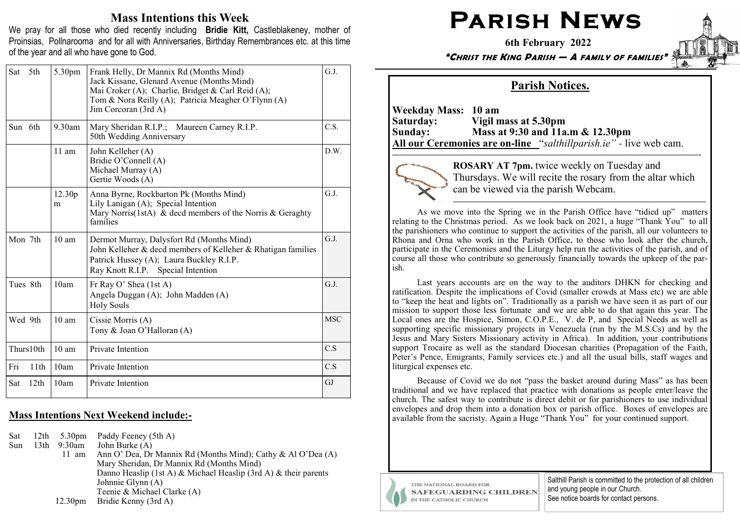## Mass Intentions this Week

We pray for all those who died recently including **Bridie Kitt,** Castleblakeney, mother of Proinsias, Pollnarooma and for all with Anniversaries, Birthday Remembrances etc. at this time of the year and all who have gone to God.

| Day | Time | Intention | Celebrant |
|---|---|---|---|
| Sat 5th | 5.30pm | Frank Helly, Dr Mannix Rd (Months Mind)<br>Jack Kissane, Glenard Avenue (Months Mind)<br>Mai Croker (A); Charlie, Bridget & Carl Reid (A);<br>Tom & Nora Reilly (A); Patricia Meagher O'Flynn (A)<br>Jim Corcoran (3rd A) | G.J. |
| Sun 6th | 9.30am | Mary Sheridan R.I.P.; Maureen Carney R.I.P.<br>50th Wedding Anniversary | C.S. |
| | 11 am | John Kelleher (A)<br>Bridie O'Connell (A)<br>Michael Murray (A)<br>Gertie Woods (A) | D.W. |
| | 12.30pm | Anna Byrne, Rockbarton Pk (Months Mind)<br>Lily Lanigan (A); Special Intention<br>Mary Norris(1stA) & decd members of the Norris & Geraghty families | G.J. |
| Mon 7th | 10 am | Dermot Murray, Dalysfort Rd (Months Mind)<br>John Kelleher & decd members of Kelleher & Rhatigan families<br>Patrick Hussey (A); Laura Buckley R.I.P.<br>Ray Knott R.I.P. Special Intention | G.J. |
| Tues 8th | 10am | Fr Ray O' Shea (1st A)<br>Angela Duggan (A); John Madden (A)<br>Holy Souls | G.J. |
| Wed 9th | 10 am | Cissie Morris (A)<br>Tony & Joan O'Halloran (A) | MSC |
| Thurs10th | 10 am | Private Intention | C.S |
| Fri 11th | 10am | Private Intention | C.S |
| Sat 12th | 10am | Private Intention | GJ |

## Mass Intentions Next Weekend include:-

Sat 12th 5.30pm Paddy Feeney (5th A)
Sun 13th 9:30am John Burke (A)
11 am Ann O' Dea, Dr Mannix Rd (Months Mind); Cathy & Al O'Dea (A)
Mary Sheridan, Dr Mannix Rd (Months Mind)
Danno Heaslip (1st A) & Michael Heaslip (3rd A) & their parents
Johnnie Glynn (A)
Teenie & Michael Clarke (A)
12.30pm Bridie Kenny (3rd A)

# Parish News

**6th February 2022**

***"Christ the King Parish — A family of families"***

## Parish Notices.

**Weekday Mass: 10 am**
**Saturday: Vigil mass at 5.30pm**
**Sunday: Mass at 9:30 and 11a.m & 12.30pm**
**All our Ceremonies are on-line** "*salthillparish.ie"* - live web cam.

**ROSARY AT 7pm.** twice weekly on Tuesday and Thursdays. We will recite the rosary from the altar which can be viewed via the parish Webcam.

As we move into the Spring we in the Parish Office have "tidied up" matters relating to the Christmas period. As we look back on 2021, a huge "Thank You" to all the parishioners who continue to support the activities of the parish, all our volunteers to Rhona and Orna who work in the Parish Office, to those who look after the church, participate in the Ceremonies and the Liturgy help run the activities of the parish, and of course all those who contribute so generously financially towards the upkeep of the parish.

Last years accounts are on the way to the auditors DHKN for checking and ratification. Despite the implications of Covid (smaller crowds at Mass etc) we are able to "keep the heat and lights on". Traditionally as a parish we have seen it as part of our mission to support those less fortunate and we are able to do that again this year. The Local ones are the Hospice, Simon, C.O.P.E., V. de P, and Special Needs as well as supporting specific missionary projects in Venezuela (run by the M.S.Cs) and by the Jesus and Mary Sisters Missionary activity in Africa). In addition, your contributions support Trocaire as well as the standard Diocesan charities (Propagation of the Faith, Peter's Pence, Emigrants, Family services etc.) and all the usual bills, staff wages and liturgical expenses etc.

Because of Covid we do not "pass the basket around during Mass" as has been traditional and we have replaced that practice with donations as people enter/leave the church. The safest way to contribute is direct debit or for parishioners to use individual envelopes and drop them into a donation box or parish office. Boxes of envelopes are available from the sacristy. Again a Huge "Thank You" for your continued support.

THE NATIONAL BOARD FOR SAFEGUARDING CHILDREN IN THE CATHOLIC CHURCH

Salthill Parish is committed to the protection of all children and young people in our Church.
See notice boards for contact persons.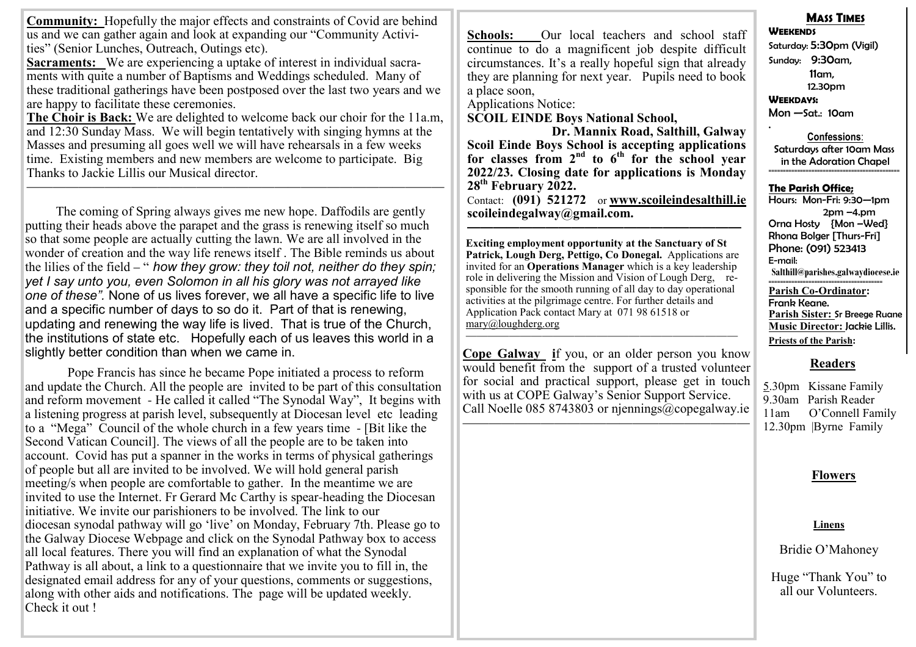**Community:** Hopefully the major effects and constraints of Covid are behind us and we can gather again and look at expanding our "Community Activities" (Senior Lunches, Outreach, Outings etc).

**Sacraments:** We are experiencing a uptake of interest in individual sacraments with quite a number of Baptisms and Weddings scheduled. Many of these traditional gatherings have been postposed over the last two years and we are happy to facilitate these ceremonies.

**The Choir is Back:** We are delighted to welcome back our choir for the 11a.m, and 12:30 Sunday Mass. We will begin tentatively with singing hymns at the Masses and presuming all goes well we will have rehearsals in a few weeks time. Existing members and new members are welcome to participate. Big Thanks to Jackie Lillis our Musical director.

---

The coming of Spring always gives me new hope. Daffodils are gently putting their heads above the parapet and the grass is renewing itself so much so that some people are actually cutting the lawn. We are all involved in the wonder of creation and the way life renews itself . The Bible reminds us about the lilies of the field – " *how they grow: they toil not, neither do they spin; yet I say unto you, even Solomon in all his glory was not arrayed like one of these".* None of us lives forever, we all have a specific life to live and a specific number of days to so do it. Part of that is renewing, updating and renewing the way life is lived. That is true of the Church, the institutions of state etc. Hopefully each of us leaves this world in a slightly better condition than when we came in.

Pope Francis has since he became Pope initiated a process to reform and update the Church. All the people are invited to be part of this consultation and reform movement - He called it called "The Synodal Way", It begins with a listening progress at parish level, subsequently at Diocesan level etc leading to a "Mega" Council of the whole church in a few years time - [Bit like the Second Vatican Council]. The views of all the people are to be taken into account. Covid has put a spanner in the works in terms of physical gatherings of people but all are invited to be involved. We will hold general parish meeting/s when people are comfortable to gather. In the meantime we are invited to use the Internet. Fr Gerard Mc Carthy is spear-heading the Diocesan initiative. We invite our parishioners to be involved. The link to our diocesan synodal pathway will go 'live' on Monday, February 7th. Please go to the Galway Diocese Webpage and click on the Synodal Pathway box to access all local features. There you will find an explanation of what the Synodal Pathway is all about, a link to a questionnaire that we invite you to fill in, the designated email address for any of your questions, comments or suggestions, along with other aids and notifications. The page will be updated weekly. Check it out !

**Schools:** Our local teachers and school staff continue to do a magnificent job despite difficult circumstances. It's a really hopeful sign that already they are planning for next year. Pupils need to book a place soon,

Applications Notice:

**SCOIL EINDE Boys National School,**

**Dr. Mannix Road, Salthill, Galway**

**Scoil Einde Boys School is accepting applications for classes from 2nd to 6th for the school year 2022/23. Closing date for applications is Monday 28th February 2022.**

Contact: **(091) 521272** or **www.scoileindesalthill.ie scoileindegalway@gmail.com.**

---

**Exciting employment opportunity at the Sanctuary of St Patrick, Lough Derg, Pettigo, Co Donegal.** Applications are invited for an **Operations Manager** which is a key leadership role in delivering the Mission and Vision of Lough Derg, responsible for the smooth running of all day to day operational activities at the pilgrimage centre. For further details and Application Pack contact Mary at 071 98 61518 or mary@loughderg.org

---

**Cope Galway** if you, or an older person you know would benefit from the support of a trusted volunteer for social and practical support, please get in touch with us at COPE Galway's Senior Support Service. Call Noelle 085 8743803 or njennings@copegalway.ie

---

## Mass Times

**Weekends**

Saturday: 5:30pm (Vigil)

Sunday: 9:30am, 11am, 12.30pm

**Weekdays:**

Mon —Sat.: 10am

**Confessions:**

Saturdays after 10am Mass in the Adoration Chapel

---

**The Parish Office;**

Hours: Mon-Fri: 9:30—1pm
2pm –4.pm

Orna Hosty {Mon –Wed}

Rhona Bolger [Thurs-Fri]

Phone: (091) 523413

E-mail: Salthill@parishes.galwaydiocese.ie

---

**Parish Co-Ordinator:** Frank Keane.

**Parish Sister:** Sr Breege Ruane

**Music Director:** Jackie Lillis.

**Priests of the Parish:**

## Readers

5.30pm Kissane Family
9.30am Parish Reader
11am O'Connell Family
12.30pm |Byrne Family

## Flowers

### Linens

Bridie O'Mahoney

Huge "Thank You" to all our Volunteers.